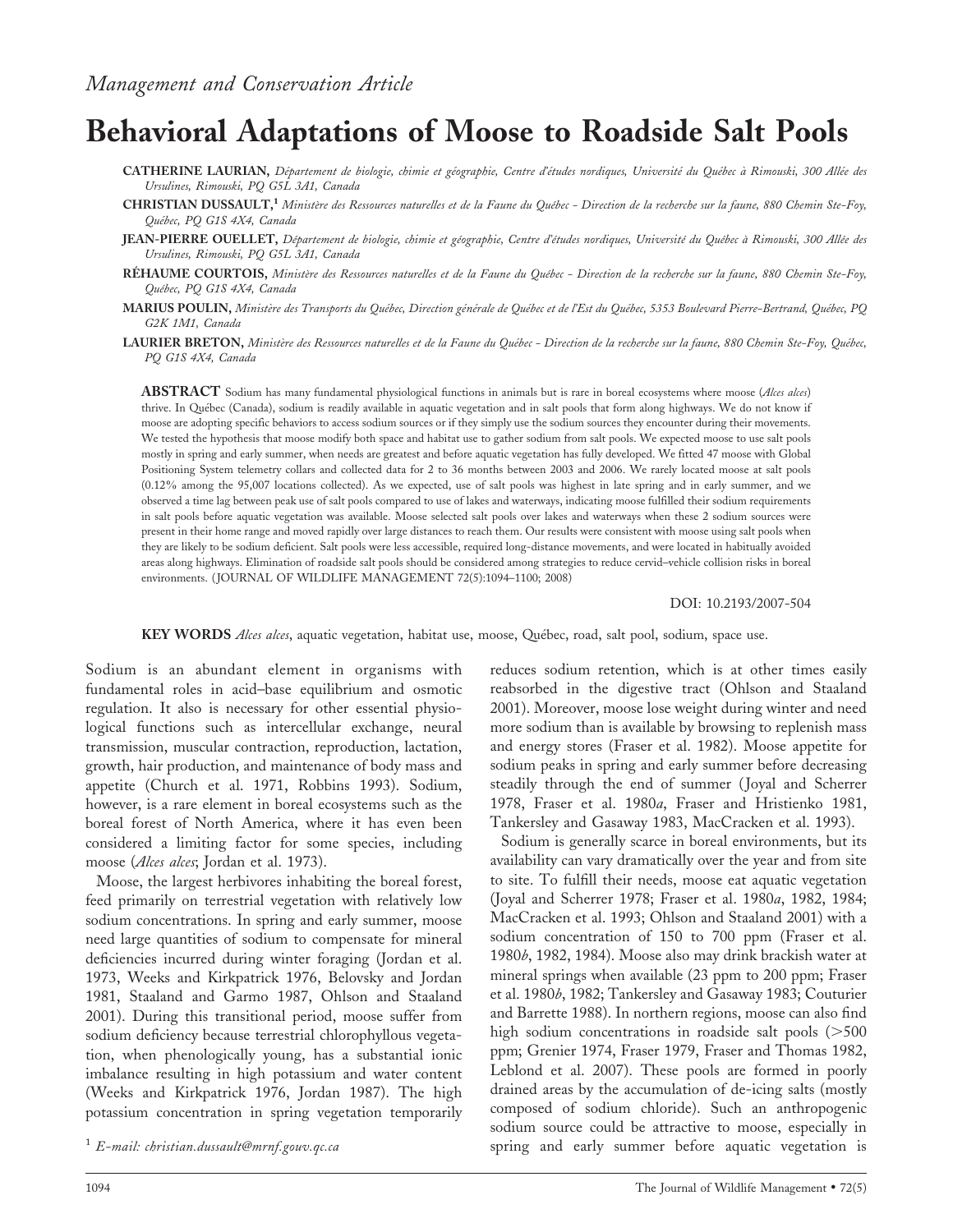*Management and Conservation Article*

# Behavioral Adaptations of Moose to Roadside Salt Pools

**CATHERINE LAURIAN,** *Département de biologie, chimie et géographie, Centre d'études nordiques, Université du Québec à Rimouski, 300 Allée des Ursulines, Rimouski, PQ G5L 3A1, Canada*

**CHRISTIAN DUSSAULT,[1]** *Ministère des Ressources naturelles et de la Faune du Québec - Direction de la recherche sur la faune, 880 Chemin Ste-Foy, Québec, PQ G1S 4X4, Canada*

**JEAN-PIERRE OUELLET,** *Département de biologie, chimie et géographie, Centre d'études nordiques, Université du Québec à Rimouski, 300 Allée des Ursulines, Rimouski, PQ G5L 3A1, Canada*

**RÉHAUME COURTOIS,** *Ministère des Ressources naturelles et de la Faune du Québec - Direction de la recherche sur la faune, 880 Chemin Ste-Foy, Québec, PQ G1S 4X4, Canada*

**MARIUS POULIN,** *Ministère des Transports du Québec, Direction générale de Québec et de l'Est du Québec, 5353 Boulevard Pierre-Bertrand, Québec, PQ G2K 1M1, Canada*

**LAURIER BRETON,** *Ministère des Ressources naturelles et de la Faune du Québec - Direction de la recherche sur la faune, 880 Chemin Ste-Foy, Québec, PQ G1S 4X4, Canada*

**ABSTRACT** Sodium has many fundamental physiological functions in animals but is rare in boreal ecosystems where moose (*Alces alces*) thrive. In Québec (Canada), sodium is readily available in aquatic vegetation and in salt pools that form along highways. We do not know if moose are adopting specific behaviors to access sodium sources or if they simply use the sodium sources they encounter during their movements. We tested the hypothesis that moose modify both space and habitat use to gather sodium from salt pools. We expected moose to use salt pools mostly in spring and early summer, when needs are greatest and before aquatic vegetation has fully developed. We fitted 47 moose with Global Positioning System telemetry collars and collected data for 2 to 36 months between 2003 and 2006. We rarely located moose at salt pools (0.12% among the 95,007 locations collected). As we expected, use of salt pools was highest in late spring and in early summer, and we observed a time lag between peak use of salt pools compared to use of lakes and waterways, indicating moose fulfilled their sodium requirements in salt pools before aquatic vegetation was available. Moose selected salt pools over lakes and waterways when these 2 sodium sources were present in their home range and moved rapidly over large distances to reach them. Our results were consistent with moose using salt pools when they are likely to be sodium deficient. Salt pools were less accessible, required long-distance movements, and were located in habitually avoided areas along highways. Elimination of roadside salt pools should be considered among strategies to reduce cervid–vehicle collision risks in boreal environments. (JOURNAL OF WILDLIFE MANAGEMENT 72(5):1094–1100; 2008)

DOI: 10.2193/2007-504

**KEY WORDS** *Alces alces*, aquatic vegetation, habitat use, moose, Québec, road, salt pool, sodium, space use.

Sodium is an abundant element in organisms with fundamental roles in acid–base equilibrium and osmotic regulation. It also is necessary for other essential physiological functions such as intercellular exchange, neural transmission, muscular contraction, reproduction, lactation, growth, hair production, and maintenance of body mass and appetite (Church et al. 1971, Robbins 1993). Sodium, however, is a rare element in boreal ecosystems such as the boreal forest of North America, where it has even been considered a limiting factor for some species, including moose (*Alces alces*; Jordan et al. 1973).

Moose, the largest herbivores inhabiting the boreal forest, feed primarily on terrestrial vegetation with relatively low sodium concentrations. In spring and early summer, moose need large quantities of sodium to compensate for mineral deficiencies incurred during winter foraging (Jordan et al. 1973, Weeks and Kirkpatrick 1976, Belovsky and Jordan 1981, Staaland and Garmo 1987, Ohlson and Staaland 2001). During this transitional period, moose suffer from sodium deficiency because terrestrial chlorophyllous vegetation, when phenologically young, has a substantial ionic imbalance resulting in high potassium and water content (Weeks and Kirkpatrick 1976, Jordan 1987). The high potassium concentration in spring vegetation temporarily reduces sodium retention, which is at other times easily reabsorbed in the digestive tract (Ohlson and Staaland 2001). Moreover, moose lose weight during winter and need more sodium than is available by browsing to replenish mass and energy stores (Fraser et al. 1982). Moose appetite for sodium peaks in spring and early summer before decreasing steadily through the end of summer (Joyal and Scherrer 1978, Fraser et al. 1980*a*, Fraser and Hristienko 1981, Tankersley and Gasaway 1983, MacCracken et al. 1993).

Sodium is generally scarce in boreal environments, but its availability can vary dramatically over the year and from site to site. To fulfill their needs, moose eat aquatic vegetation (Joyal and Scherrer 1978; Fraser et al. 1980*a*, 1982, 1984; MacCracken et al. 1993; Ohlson and Staaland 2001) with a sodium concentration of 150 to 700 ppm (Fraser et al. 1980*b*, 1982, 1984). Moose also may drink brackish water at mineral springs when available (23 ppm to 200 ppm; Fraser et al. 1980*b*, 1982; Tankersley and Gasaway 1983; Couturier and Barrette 1988). In northern regions, moose can also find high sodium concentrations in roadside salt pools (>500 ppm; Grenier 1974, Fraser 1979, Fraser and Thomas 1982, Leblond et al. 2007). These pools are formed in poorly drained areas by the accumulation of de-icing salts (mostly composed of sodium chloride). Such an anthropogenic sodium source could be attractive to moose, especially in spring and early summer before aquatic vegetation is

[1] *E-mail: christian.dussault@mrnf.gouv.qc.ca*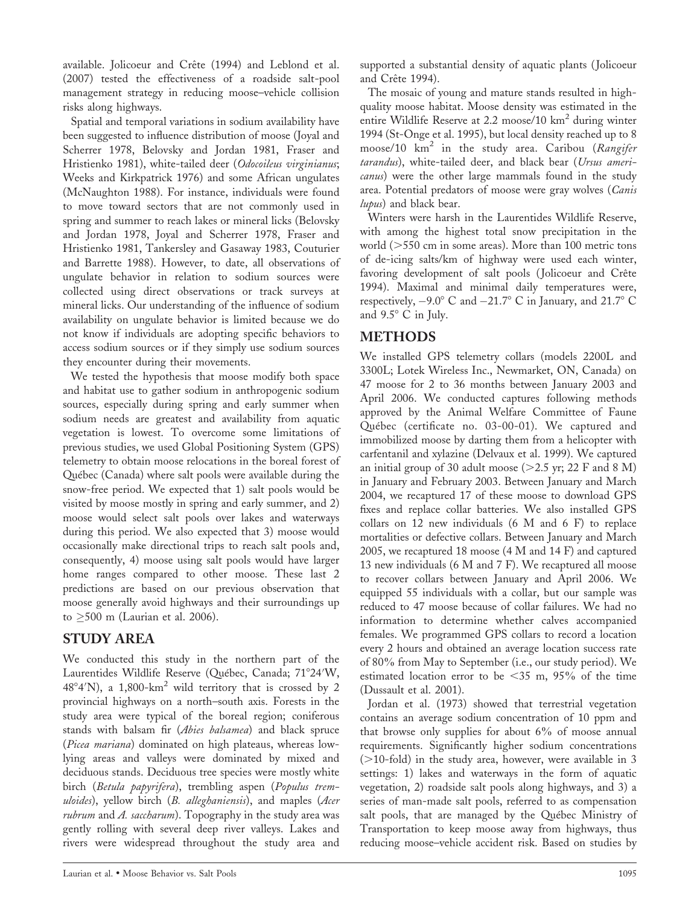available. Jolicoeur and Crête (1994) and Leblond et al. (2007) tested the effectiveness of a roadside salt-pool management strategy in reducing moose–vehicle collision risks along highways.

Spatial and temporal variations in sodium availability have been suggested to influence distribution of moose (Joyal and Scherrer 1978, Belovsky and Jordan 1981, Fraser and Hristienko 1981), white-tailed deer (*Odocoileus virginianus*; Weeks and Kirkpatrick 1976) and some African ungulates (McNaughton 1988). For instance, individuals were found to move toward sectors that are not commonly used in spring and summer to reach lakes or mineral licks (Belovsky and Jordan 1978, Joyal and Scherrer 1978, Fraser and Hristienko 1981, Tankersley and Gasaway 1983, Couturier and Barrette 1988). However, to date, all observations of ungulate behavior in relation to sodium sources were collected using direct observations or track surveys at mineral licks. Our understanding of the influence of sodium availability on ungulate behavior is limited because we do not know if individuals are adopting specific behaviors to access sodium sources or if they simply use sodium sources they encounter during their movements.

We tested the hypothesis that moose modify both space and habitat use to gather sodium in anthropogenic sodium sources, especially during spring and early summer when sodium needs are greatest and availability from aquatic vegetation is lowest. To overcome some limitations of previous studies, we used Global Positioning System (GPS) telemetry to obtain moose relocations in the boreal forest of Québec (Canada) where salt pools were available during the snow-free period. We expected that 1) salt pools would be visited by moose mostly in spring and early summer, and 2) moose would select salt pools over lakes and waterways during this period. We also expected that 3) moose would occasionally make directional trips to reach salt pools and, consequently, 4) moose using salt pools would have larger home ranges compared to other moose. These last 2 predictions are based on our previous observation that moose generally avoid highways and their surroundings up to $\geq$500 m (Laurian et al. 2006).

## STUDY AREA

We conducted this study in the northern part of the Laurentides Wildlife Reserve (Québec, Canada; 71°24′W, 48°4′N), a 1,800-km$^2$ wild territory that is crossed by 2 provincial highways on a north–south axis. Forests in the study area were typical of the boreal region; coniferous stands with balsam fir (*Abies balsamea*) and black spruce (*Picea mariana*) dominated on high plateaus, whereas low-lying areas and valleys were dominated by mixed and deciduous stands. Deciduous tree species were mostly white birch (*Betula papyrifera*), trembling aspen (*Populus tremuloides*), yellow birch (*B. alleghaniensis*), and maples (*Acer rubrum* and *A. saccharum*). Topography in the study area was gently rolling with several deep river valleys. Lakes and rivers were widespread throughout the study area and supported a substantial density of aquatic plants (Jolicoeur and Crête 1994).

The mosaic of young and mature stands resulted in high-quality moose habitat. Moose density was estimated in the entire Wildlife Reserve at 2.2 moose/10 km$^2$ during winter 1994 (St-Onge et al. 1995), but local density reached up to 8 moose/10 km$^2$ in the study area. Caribou (*Rangifer tarandus*), white-tailed deer, and black bear (*Ursus americanus*) were the other large mammals found in the study area. Potential predators of moose were gray wolves (*Canis lupus*) and black bear.

Winters were harsh in the Laurentides Wildlife Reserve, with among the highest total snow precipitation in the world (>550 cm in some areas). More than 100 metric tons of de-icing salts/km of highway were used each winter, favoring development of salt pools (Jolicoeur and Crête 1994). Maximal and minimal daily temperatures were, respectively, −9.0° C and −21.7° C in January, and 21.7° C and 9.5° C in July.

## METHODS

We installed GPS telemetry collars (models 2200L and 3300L; Lotek Wireless Inc., Newmarket, ON, Canada) on 47 moose for 2 to 36 months between January 2003 and April 2006. We conducted captures following methods approved by the Animal Welfare Committee of Faune Québec (certificate no. 03-00-01). We captured and immobilized moose by darting them from a helicopter with carfentanil and xylazine (Delvaux et al. 1999). We captured an initial group of 30 adult moose (>2.5 yr; 22 F and 8 M) in January and February 2003. Between January and March 2004, we recaptured 17 of these moose to download GPS fixes and replace collar batteries. We also installed GPS collars on 12 new individuals (6 M and 6 F) to replace mortalities or defective collars. Between January and March 2005, we recaptured 18 moose (4 M and 14 F) and captured 13 new individuals (6 M and 7 F). We recaptured all moose to recover collars between January and April 2006. We equipped 55 individuals with a collar, but our sample was reduced to 47 moose because of collar failures. We had no information to determine whether calves accompanied females. We programmed GPS collars to record a location every 2 hours and obtained an average location success rate of 80% from May to September (i.e., our study period). We estimated location error to be <35 m, 95% of the time (Dussault et al. 2001).

Jordan et al. (1973) showed that terrestrial vegetation contains an average sodium concentration of 10 ppm and that browse only supplies for about 6% of moose annual requirements. Significantly higher sodium concentrations (>10-fold) in the study area, however, were available in 3 settings: 1) lakes and waterways in the form of aquatic vegetation, 2) roadside salt pools along highways, and 3) a series of man-made salt pools, referred to as compensation salt pools, that are managed by the Québec Ministry of Transportation to keep moose away from highways, thus reducing moose–vehicle accident risk. Based on studies by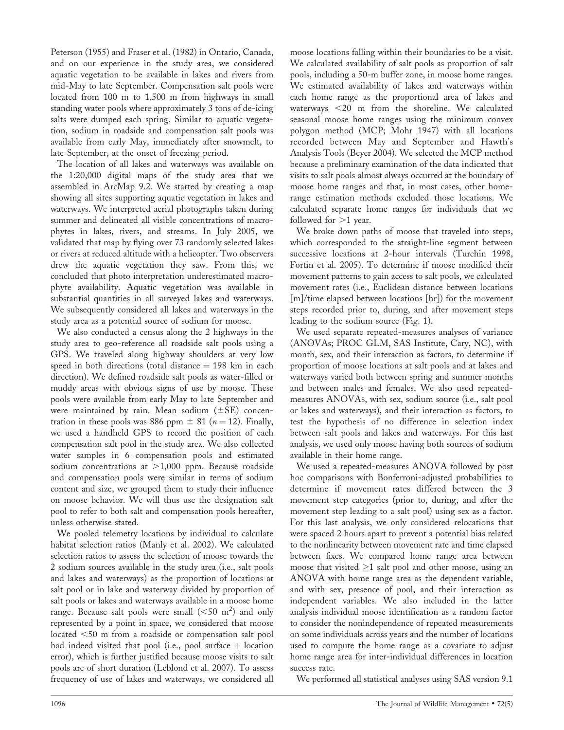Peterson (1955) and Fraser et al. (1982) in Ontario, Canada, and on our experience in the study area, we considered aquatic vegetation to be available in lakes and rivers from mid-May to late September. Compensation salt pools were located from 100 m to 1,500 m from highways in small standing water pools where approximately 3 tons of de-icing salts were dumped each spring. Similar to aquatic vegetation, sodium in roadside and compensation salt pools was available from early May, immediately after snowmelt, to late September, at the onset of freezing period.

The location of all lakes and waterways was available on the 1:20,000 digital maps of the study area that we assembled in ArcMap 9.2. We started by creating a map showing all sites supporting aquatic vegetation in lakes and waterways. We interpreted aerial photographs taken during summer and delineated all visible concentrations of macrophytes in lakes, rivers, and streams. In July 2005, we validated that map by flying over 73 randomly selected lakes or rivers at reduced altitude with a helicopter. Two observers drew the aquatic vegetation they saw. From this, we concluded that photo interpretation underestimated macrophyte availability. Aquatic vegetation was available in substantial quantities in all surveyed lakes and waterways. We subsequently considered all lakes and waterways in the study area as a potential source of sodium for moose.

We also conducted a census along the 2 highways in the study area to geo-reference all roadside salt pools using a GPS. We traveled along highway shoulders at very low speed in both directions (total distance = 198 km in each direction). We defined roadside salt pools as water-filled or muddy areas with obvious signs of use by moose. These pools were available from early May to late September and were maintained by rain. Mean sodium ($\pm$SE) concentration in these pools was 886 ppm $\pm$ 81 ($n = 12$). Finally, we used a handheld GPS to record the position of each compensation salt pool in the study area. We also collected water samples in 6 compensation pools and estimated sodium concentrations at >1,000 ppm. Because roadside and compensation pools were similar in terms of sodium content and size, we grouped them to study their influence on moose behavior. We will thus use the designation salt pool to refer to both salt and compensation pools hereafter, unless otherwise stated.

We pooled telemetry locations by individual to calculate habitat selection ratios (Manly et al. 2002). We calculated selection ratios to assess the selection of moose towards the 2 sodium sources available in the study area (i.e., salt pools and lakes and waterways) as the proportion of locations at salt pool or in lake and waterway divided by proportion of salt pools or lakes and waterways available in a moose home range. Because salt pools were small (<50 $m^2$) and only represented by a point in space, we considered that moose located <50 m from a roadside or compensation salt pool had indeed visited that pool (i.e., pool surface + location error), which is further justified because moose visits to salt pools are of short duration (Leblond et al. 2007). To assess frequency of use of lakes and waterways, we considered all moose locations falling within their boundaries to be a visit. We calculated availability of salt pools as proportion of salt pools, including a 50-m buffer zone, in moose home ranges. We estimated availability of lakes and waterways within each home range as the proportional area of lakes and waterways <20 m from the shoreline. We calculated seasonal moose home ranges using the minimum convex polygon method (MCP; Mohr 1947) with all locations recorded between May and September and Hawth's Analysis Tools (Beyer 2004). We selected the MCP method because a preliminary examination of the data indicated that visits to salt pools almost always occurred at the boundary of moose home ranges and that, in most cases, other home-range estimation methods excluded those locations. We calculated separate home ranges for individuals that we followed for >1 year.

We broke down paths of moose that traveled into steps, which corresponded to the straight-line segment between successive locations at 2-hour intervals (Turchin 1998, Fortin et al. 2005). To determine if moose modified their movement patterns to gain access to salt pools, we calculated movement rates (i.e., Euclidean distance between locations [m]/time elapsed between locations [hr]) for the movement steps recorded prior to, during, and after movement steps leading to the sodium source (Fig. 1).

We used separate repeated-measures analyses of variance (ANOVAs; PROC GLM, SAS Institute, Cary, NC), with month, sex, and their interaction as factors, to determine if proportion of moose locations at salt pools and at lakes and waterways varied both between spring and summer months and between males and females. We also used repeated-measures ANOVAs, with sex, sodium source (i.e., salt pool or lakes and waterways), and their interaction as factors, to test the hypothesis of no difference in selection index between salt pools and lakes and waterways. For this last analysis, we used only moose having both sources of sodium available in their home range.

We used a repeated-measures ANOVA followed by post hoc comparisons with Bonferroni-adjusted probabilities to determine if movement rates differed between the 3 movement step categories (prior to, during, and after the movement step leading to a salt pool) using sex as a factor. For this last analysis, we only considered relocations that were spaced 2 hours apart to prevent a potential bias related to the nonlinearity between movement rate and time elapsed between fixes. We compared home range area between moose that visited $\geq$1 salt pool and other moose, using an ANOVA with home range area as the dependent variable, and with sex, presence of pool, and their interaction as independent variables. We also included in the latter analysis individual moose identification as a random factor to consider the nonindependence of repeated measurements on some individuals across years and the number of locations used to compute the home range as a covariate to adjust home range area for inter-individual differences in location success rate.

We performed all statistical analyses using SAS version 9.1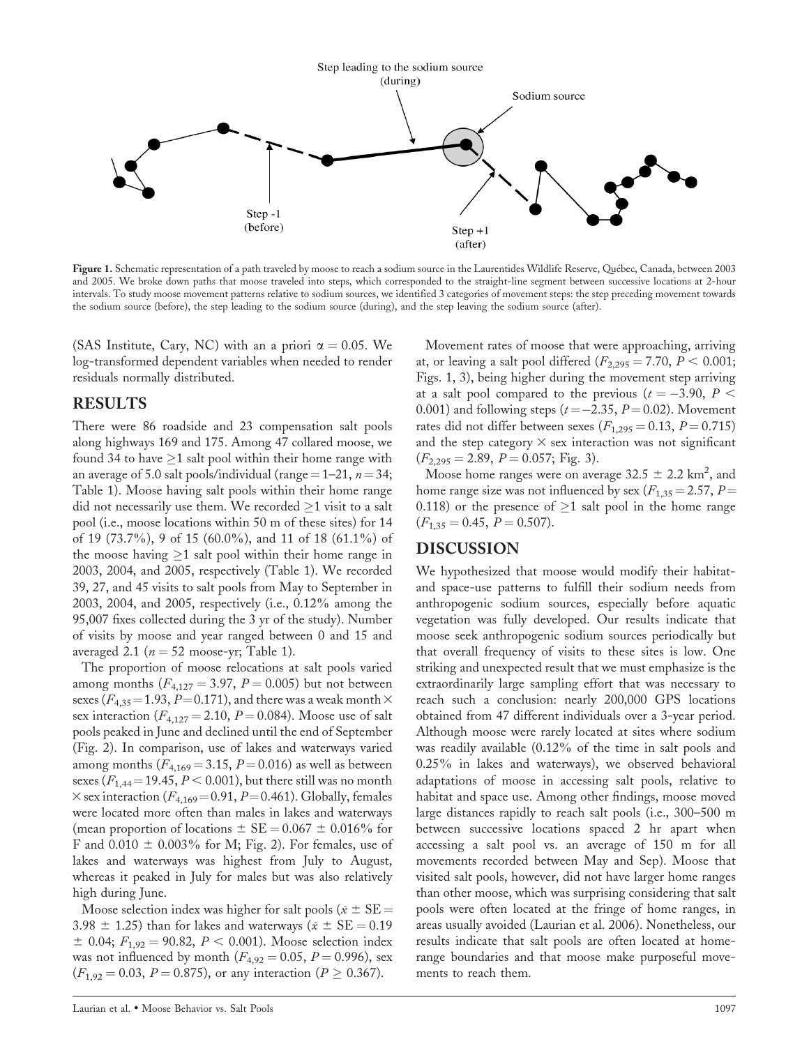Figure 1. Schematic representation of a path traveled by moose to reach a sodium source in the Laurentides Wildlife Reserve, Québec, Canada, between 2003 and 2005. We broke down paths that moose traveled into steps, which corresponded to the straight-line segment between successive locations at 2-hour intervals. To study moose movement patterns relative to sodium sources, we identified 3 categories of movement steps: the step preceding movement towards the sodium source (before), the step leading to the sodium source (during), and the step leaving the sodium source (after).

(SAS Institute, Cary, NC) with an a priori $\alpha = 0.05$. We log-transformed dependent variables when needed to render residuals normally distributed.

## RESULTS

There were 86 roadside and 23 compensation salt pools along highways 169 and 175. Among 47 collared moose, we found 34 to have $\geq$1 salt pool within their home range with an average of 5.0 salt pools/individual (range = 1–21, $n = 34$; Table 1). Moose having salt pools within their home range did not necessarily use them. We recorded $\geq$1 visit to a salt pool (i.e., moose locations within 50 m of these sites) for 14 of 19 (73.7%), 9 of 15 (60.0%), and 11 of 18 (61.1%) of the moose having $\geq$1 salt pool within their home range in 2003, 2004, and 2005, respectively (Table 1). We recorded 39, 27, and 45 visits to salt pools from May to September in 2003, 2004, and 2005, respectively (i.e., 0.12% among the 95,007 fixes collected during the 3 yr of the study). Number of visits by moose and year ranged between 0 and 15 and averaged 2.1 ($n = 52$ moose-yr; Table 1).

The proportion of moose relocations at salt pools varied among months ($F_{4,127} = 3.97$, $P = 0.005$) but not between sexes ($F_{4,35} = 1.93$, $P = 0.171$), and there was a weak month $\times$ sex interaction ($F_{4,127} = 2.10$, $P = 0.084$). Moose use of salt pools peaked in June and declined until the end of September (Fig. 2). In comparison, use of lakes and waterways varied among months ($F_{4,169} = 3.15$, $P = 0.016$) as well as between sexes ($F_{1,44} = 19.45$, $P < 0.001$), but there still was no month $\times$ sex interaction ($F_{4,169} = 0.91$, $P = 0.461$). Globally, females were located more often than males in lakes and waterways (mean proportion of locations $\pm$ SE = 0.067 $\pm$ 0.016% for F and 0.010 $\pm$ 0.003% for M; Fig. 2). For females, use of lakes and waterways was highest from July to August, whereas it peaked in July for males but was also relatively high during June.

Moose selection index was higher for salt pools ($\bar{x} \pm \text{SE} = 3.98 \pm 1.25$) than for lakes and waterways ($\bar{x} \pm \text{SE} = 0.19 \pm 0.04$; $F_{1,92} = 90.82$, $P < 0.001$). Moose selection index was not influenced by month ($F_{4,92} = 0.05$, $P = 0.996$), sex ($F_{1,92} = 0.03$, $P = 0.875$), or any interaction ($P \geq 0.367$).

Movement rates of moose that were approaching, arriving at, or leaving a salt pool differed ($F_{2,295} = 7.70$, $P < 0.001$; Figs. 1, 3), being higher during the movement step arriving at a salt pool compared to the previous ($t = -3.90$, $P < 0.001$) and following steps ($t = -2.35$, $P = 0.02$). Movement rates did not differ between sexes ($F_{1,295} = 0.13$, $P = 0.715$) and the step category $\times$ sex interaction was not significant ($F_{2,295} = 2.89$, $P = 0.057$; Fig. 3).

Moose home ranges were on average 32.5 $\pm$ 2.2 km$^2$, and home range size was not influenced by sex ($F_{1,35} = 2.57$, $P = 0.118$) or the presence of $\geq$1 salt pool in the home range ($F_{1,35} = 0.45$, $P = 0.507$).

## DISCUSSION

We hypothesized that moose would modify their habitat- and space-use patterns to fulfill their sodium needs from anthropogenic sodium sources, especially before aquatic vegetation was fully developed. Our results indicate that moose seek anthropogenic sodium sources periodically but that overall frequency of visits to these sites is low. One striking and unexpected result that we must emphasize is the extraordinarily large sampling effort that was necessary to reach such a conclusion: nearly 200,000 GPS locations obtained from 47 different individuals over a 3-year period. Although moose were rarely located at sites where sodium was readily available (0.12% of the time in salt pools and 0.25% in lakes and waterways), we observed behavioral adaptations of moose in accessing salt pools, relative to habitat and space use. Among other findings, moose moved large distances rapidly to reach salt pools (i.e., 300–500 m between successive locations spaced 2 hr apart when accessing a salt pool vs. an average of 150 m for all movements recorded between May and Sep). Moose that visited salt pools, however, did not have larger home ranges than other moose, which was surprising considering that salt pools were often located at the fringe of home ranges, in areas usually avoided (Laurian et al. 2006). Nonetheless, our results indicate that salt pools are often located at home-range boundaries and that moose make purposeful movements to reach them.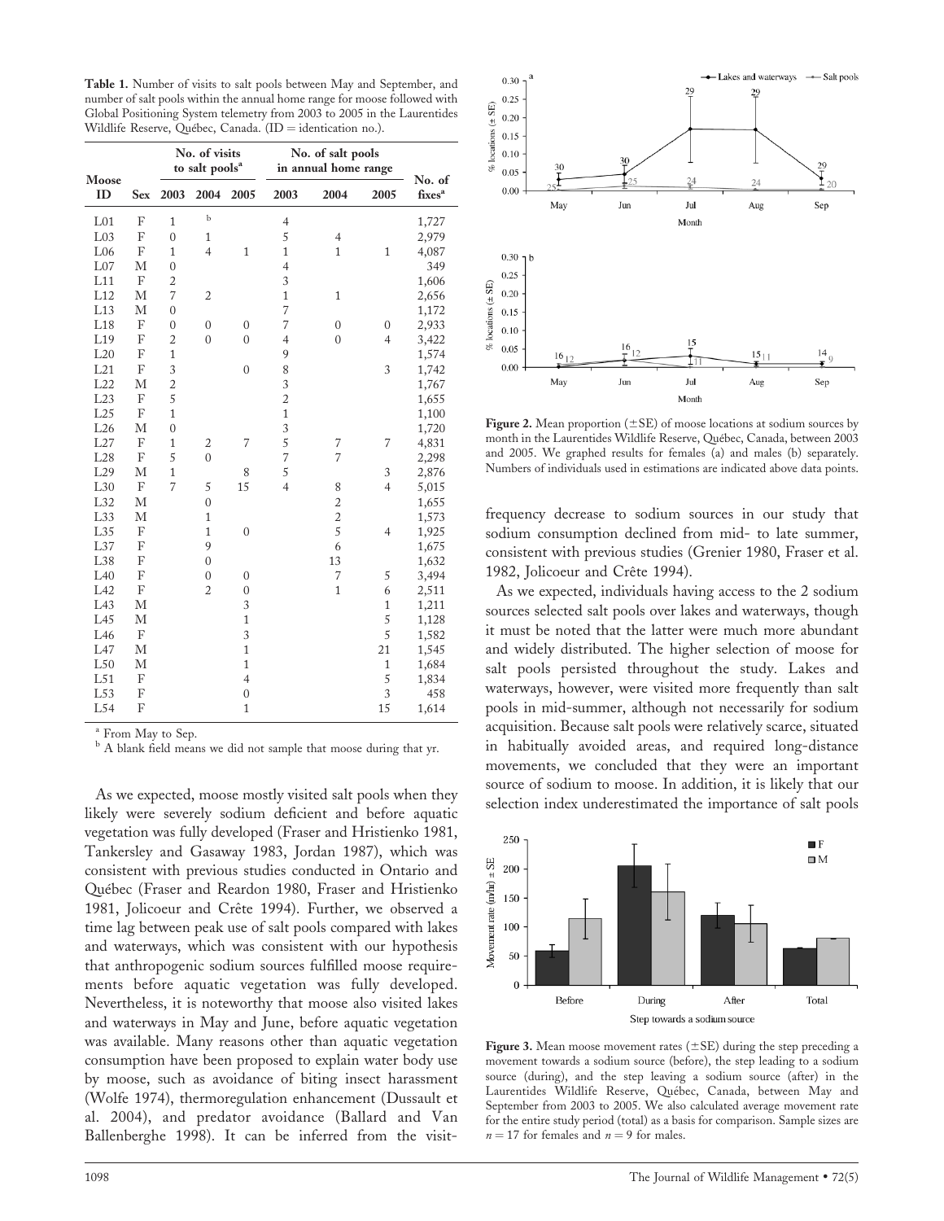**Table 1.** Number of visits to salt pools between May and September, and number of salt pools within the annual home range for moose followed with Global Positioning System telemetry from 2003 to 2005 in the Laurentides Wildlife Reserve, Québec, Canada. (ID = identication no.).

| Moose ID | Sex | No. of visits to salt pools[a] | | | No. of salt pools in annual home range | | | No. of fixes[a] |
|---|---|---|---|---|---|---|---|---|
| | | 2003 | 2004 | 2005 | 2003 | 2004 | 2005 | |
| L01 | F | 1 | [b] | | 4 | | | 1,727 |
| L03 | F | 0 | 1 | | 5 | 4 | | 2,979 |
| L06 | F | 1 | 4 | 1 | 1 | 1 | 1 | 4,087 |
| L07 | M | 0 | | | 4 | | | 349 |
| L11 | F | 2 | | | 3 | | | 1,606 |
| L12 | M | 7 | 2 | | 1 | 1 | | 2,656 |
| L13 | M | 0 | | | 7 | | | 1,172 |
| L18 | F | 0 | 0 | 0 | 7 | 0 | 0 | 2,933 |
| L19 | F | 2 | 0 | 0 | 4 | 0 | 4 | 3,422 |
| L20 | F | 1 | | | 9 | | | 1,574 |
| L21 | F | 3 | | 0 | 8 | | 3 | 1,742 |
| L22 | M | 2 | | | 3 | | | 1,767 |
| L23 | F | 5 | | | 2 | | | 1,655 |
| L25 | F | 1 | | | 1 | | | 1,100 |
| L26 | M | 0 | | | 3 | | | 1,720 |
| L27 | F | 1 | 2 | 7 | 5 | 7 | 7 | 4,831 |
| L28 | F | 5 | 0 | | 7 | 7 | | 2,298 |
| L29 | M | 1 | | 8 | 5 | | 3 | 2,876 |
| L30 | F | 7 | 5 | 15 | 4 | 8 | 4 | 5,015 |
| L32 | M | | 0 | | | 2 | | 1,655 |
| L33 | M | | 1 | | | 2 | | 1,573 |
| L35 | F | | 1 | 0 | | 5 | 4 | 1,925 |
| L37 | F | | 9 | | | 6 | | 1,675 |
| L38 | F | | 0 | | | 13 | | 1,632 |
| L40 | F | | 0 | 0 | | 7 | 5 | 3,494 |
| L42 | F | | 2 | 0 | | 1 | 6 | 2,511 |
| L43 | M | | | 3 | | | 1 | 1,211 |
| L45 | M | | | 1 | | | 5 | 1,128 |
| L46 | F | | | 3 | | | 5 | 1,582 |
| L47 | M | | | 1 | | | 21 | 1,545 |
| L50 | M | | | 1 | | | 1 | 1,684 |
| L51 | F | | | 4 | | | 5 | 1,834 |
| L53 | F | | | 0 | | | 3 | 458 |
| L54 | F | | | 1 | | | 15 | 1,614 |

[a] From May to Sep.
[b] A blank field means we did not sample that moose during that yr.

As we expected, moose mostly visited salt pools when they likely were severely sodium deficient and before aquatic vegetation was fully developed (Fraser and Hristienko 1981, Tankersley and Gasaway 1983, Jordan 1987), which was consistent with previous studies conducted in Ontario and Québec (Fraser and Reardon 1980, Fraser and Hristienko 1981, Jolicoeur and Crête 1994). Further, we observed a time lag between peak use of salt pools compared with lakes and waterways, which was consistent with our hypothesis that anthropogenic sodium sources fulfilled moose requirements before aquatic vegetation was fully developed. Nevertheless, it is noteworthy that moose also visited lakes and waterways in May and June, before aquatic vegetation was available. Many reasons other than aquatic vegetation consumption have been proposed to explain water body use by moose, such as avoidance of biting insect harassment (Wolfe 1974), thermoregulation enhancement (Dussault et al. 2004), and predator avoidance (Ballard and Van Ballenberghe 1998). It can be inferred from the visit-frequency decrease to sodium sources in our study that sodium consumption declined from mid- to late summer, consistent with previous studies (Grenier 1980, Fraser et al. 1982, Jolicoeur and Crête 1994).

**Figure 2.** Mean proportion (±SE) of moose locations at sodium sources by month in the Laurentides Wildlife Reserve, Québec, Canada, between 2003 and 2005. We graphed results for females (a) and males (b) separately. Numbers of individuals used in estimations are indicated above data points.

As we expected, individuals having access to the 2 sodium sources selected salt pools over lakes and waterways, though it must be noted that the latter were much more abundant and widely distributed. The higher selection of moose for salt pools persisted throughout the study. Lakes and waterways, however, were visited more frequently than salt pools in mid-summer, although not necessarily for sodium acquisition. Because salt pools were relatively scarce, situated in habitually avoided areas, and required long-distance movements, we concluded that they were an important source of sodium to moose. In addition, it is likely that our selection index underestimated the importance of salt pools

**Figure 3.** Mean moose movement rates (±SE) during the step preceding a movement towards a sodium source (before), the step leading to a sodium source (during), and the step leaving a sodium source (after) in the Laurentides Wildlife Reserve, Québec, Canada, between May and September from 2003 to 2005. We also calculated average movement rate for the entire study period (total) as a basis for comparison. Sample sizes are $n = 17$ for females and $n = 9$ for males.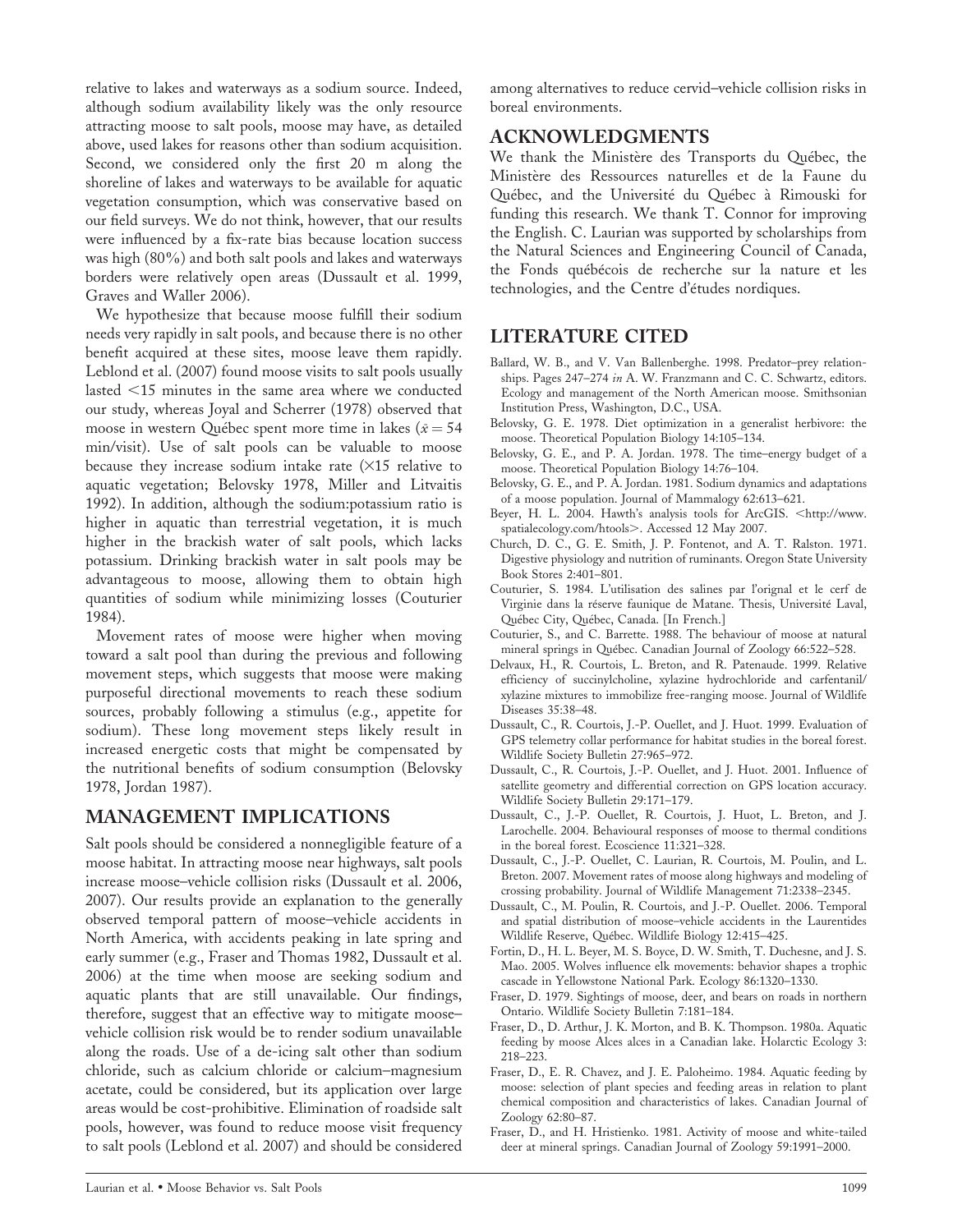relative to lakes and waterways as a sodium source. Indeed, although sodium availability likely was the only resource attracting moose to salt pools, moose may have, as detailed above, used lakes for reasons other than sodium acquisition. Second, we considered only the first 20 m along the shoreline of lakes and waterways to be available for aquatic vegetation consumption, which was conservative based on our field surveys. We do not think, however, that our results were influenced by a fix-rate bias because location success was high (80%) and both salt pools and lakes and waterways borders were relatively open areas (Dussault et al. 1999, Graves and Waller 2006).

We hypothesize that because moose fulfill their sodium needs very rapidly in salt pools, and because there is no other benefit acquired at these sites, moose leave them rapidly. Leblond et al. (2007) found moose visits to salt pools usually lasted <15 minutes in the same area where we conducted our study, whereas Joyal and Scherrer (1978) observed that moose in western Québec spent more time in lakes ($\bar{x} = 54$ min/visit). Use of salt pools can be valuable to moose because they increase sodium intake rate (×15 relative to aquatic vegetation; Belovsky 1978, Miller and Litvaitis 1992). In addition, although the sodium:potassium ratio is higher in aquatic than terrestrial vegetation, it is much higher in the brackish water of salt pools, which lacks potassium. Drinking brackish water in salt pools may be advantageous to moose, allowing them to obtain high quantities of sodium while minimizing losses (Couturier 1984).

Movement rates of moose were higher when moving toward a salt pool than during the previous and following movement steps, which suggests that moose were making purposeful directional movements to reach these sodium sources, probably following a stimulus (e.g., appetite for sodium). These long movement steps likely result in increased energetic costs that might be compensated by the nutritional benefits of sodium consumption (Belovsky 1978, Jordan 1987).

## MANAGEMENT IMPLICATIONS

Salt pools should be considered a nonnegligible feature of a moose habitat. In attracting moose near highways, salt pools increase moose–vehicle collision risks (Dussault et al. 2006, 2007). Our results provide an explanation to the generally observed temporal pattern of moose–vehicle accidents in North America, with accidents peaking in late spring and early summer (e.g., Fraser and Thomas 1982, Dussault et al. 2006) at the time when moose are seeking sodium and aquatic plants that are still unavailable. Our findings, therefore, suggest that an effective way to mitigate moose–vehicle collision risk would be to render sodium unavailable along the roads. Use of a de-icing salt other than sodium chloride, such as calcium chloride or calcium–magnesium acetate, could be considered, but its application over large areas would be cost-prohibitive. Elimination of roadside salt pools, however, was found to reduce moose visit frequency to salt pools (Leblond et al. 2007) and should be considered among alternatives to reduce cervid–vehicle collision risks in boreal environments.

## ACKNOWLEDGMENTS

We thank the Ministère des Transports du Québec, the Ministère des Ressources naturelles et de la Faune du Québec, and the Université du Québec à Rimouski for funding this research. We thank T. Connor for improving the English. C. Laurian was supported by scholarships from the Natural Sciences and Engineering Council of Canada, the Fonds québécois de recherche sur la nature et les technologies, and the Centre d'études nordiques.

## LITERATURE CITED

Ballard, W. B., and V. Van Ballenberghe. 1998. Predator–prey relationships. Pages 247–274 *in* A. W. Franzmann and C. C. Schwartz, editors. Ecology and management of the North American moose. Smithsonian Institution Press, Washington, D.C., USA.

Belovsky, G. E. 1978. Diet optimization in a generalist herbivore: the moose. Theoretical Population Biology 14:105–134.

Belovsky, G. E., and P. A. Jordan. 1978. The time–energy budget of a moose. Theoretical Population Biology 14:76–104.

Belovsky, G. E., and P. A. Jordan. 1981. Sodium dynamics and adaptations of a moose population. Journal of Mammalogy 62:613–621.

Beyer, H. L. 2004. Hawth's analysis tools for ArcGIS. <http://www.spatialecology.com/htools>. Accessed 12 May 2007.

Church, D. C., G. E. Smith, J. P. Fontenot, and A. T. Ralston. 1971. Digestive physiology and nutrition of ruminants. Oregon State University Book Stores 2:401–801.

Couturier, S. 1984. L'utilisation des salines par l'orignal et le cerf de Virginie dans la réserve faunique de Matane. Thesis, Université Laval, Québec City, Québec, Canada. [In French.]

Couturier, S., and C. Barrette. 1988. The behaviour of moose at natural mineral springs in Québec. Canadian Journal of Zoology 66:522–528.

Delvaux, H., R. Courtois, L. Breton, and R. Patenaude. 1999. Relative efficiency of succinylcholine, xylazine hydrochloride and carfentanil/xylazine mixtures to immobilize free-ranging moose. Journal of Wildlife Diseases 35:38–48.

Dussault, C., R. Courtois, J.-P. Ouellet, and J. Huot. 1999. Evaluation of GPS telemetry collar performance for habitat studies in the boreal forest. Wildlife Society Bulletin 27:965–972.

Dussault, C., R. Courtois, J.-P. Ouellet, and J. Huot. 2001. Influence of satellite geometry and differential correction on GPS location accuracy. Wildlife Society Bulletin 29:171–179.

Dussault, C., J.-P. Ouellet, R. Courtois, J. Huot, L. Breton, and J. Larochelle. 2004. Behavioural responses of moose to thermal conditions in the boreal forest. Ecoscience 11:321–328.

Dussault, C., J.-P. Ouellet, C. Laurian, R. Courtois, M. Poulin, and L. Breton. 2007. Movement rates of moose along highways and modeling of crossing probability. Journal of Wildlife Management 71:2338–2345.

Dussault, C., M. Poulin, R. Courtois, and J.-P. Ouellet. 2006. Temporal and spatial distribution of moose–vehicle accidents in the Laurentides Wildlife Reserve, Québec. Wildlife Biology 12:415–425.

Fortin, D., H. L. Beyer, M. S. Boyce, D. W. Smith, T. Duchesne, and J. S. Mao. 2005. Wolves influence elk movements: behavior shapes a trophic cascade in Yellowstone National Park. Ecology 86:1320–1330.

Fraser, D. 1979. Sightings of moose, deer, and bears on roads in northern Ontario. Wildlife Society Bulletin 7:181–184.

Fraser, D., D. Arthur, J. K. Morton, and B. K. Thompson. 1980a. Aquatic feeding by moose Alces alces in a Canadian lake. Holarctic Ecology 3:218–223.

Fraser, D., E. R. Chavez, and J. E. Paloheimo. 1984. Aquatic feeding by moose: selection of plant species and feeding areas in relation to plant chemical composition and characteristics of lakes. Canadian Journal of Zoology 62:80–87.

Fraser, D., and H. Hristienko. 1981. Activity of moose and white-tailed deer at mineral springs. Canadian Journal of Zoology 59:1991–2000.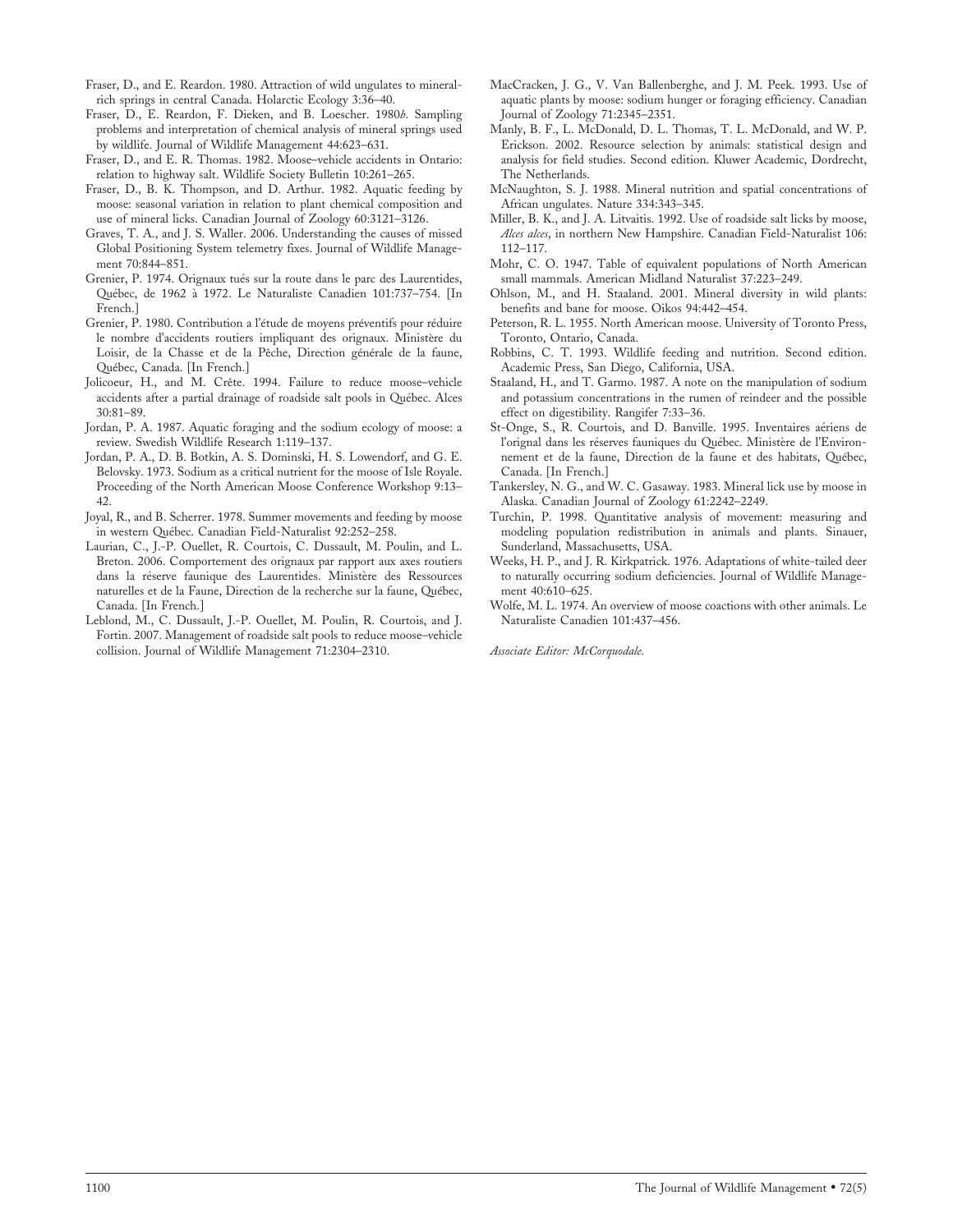Fraser, D., and E. Reardon. 1980. Attraction of wild ungulates to mineral-rich springs in central Canada. Holarctic Ecology 3:36–40.

Fraser, D., E. Reardon, F. Dieken, and B. Loescher. 1980*b*. Sampling problems and interpretation of chemical analysis of mineral springs used by wildlife. Journal of Wildlife Management 44:623–631.

Fraser, D., and E. R. Thomas. 1982. Moose–vehicle accidents in Ontario: relation to highway salt. Wildlife Society Bulletin 10:261–265.

Fraser, D., B. K. Thompson, and D. Arthur. 1982. Aquatic feeding by moose: seasonal variation in relation to plant chemical composition and use of mineral licks. Canadian Journal of Zoology 60:3121–3126.

Graves, T. A., and J. S. Waller. 2006. Understanding the causes of missed Global Positioning System telemetry fixes. Journal of Wildlife Management 70:844–851.

Grenier, P. 1974. Orignaux tués sur la route dans le parc des Laurentides, Québec, de 1962 à 1972. Le Naturaliste Canadien 101:737–754. [In French.]

Grenier, P. 1980. Contribution a l'étude de moyens préventifs pour réduire le nombre d'accidents routiers impliquant des orignaux. Ministère du Loisir, de la Chasse et de la Pêche, Direction générale de la faune, Québec, Canada. [In French.]

Jolicoeur, H., and M. Crête. 1994. Failure to reduce moose–vehicle accidents after a partial drainage of roadside salt pools in Québec. Alces 30:81–89.

Jordan, P. A. 1987. Aquatic foraging and the sodium ecology of moose: a review. Swedish Wildlife Research 1:119–137.

Jordan, P. A., D. B. Botkin, A. S. Dominski, H. S. Lowendorf, and G. E. Belovsky. 1973. Sodium as a critical nutrient for the moose of Isle Royale. Proceeding of the North American Moose Conference Workshop 9:13–42.

Joyal, R., and B. Scherrer. 1978. Summer movements and feeding by moose in western Québec. Canadian Field-Naturalist 92:252–258.

Laurian, C., J.-P. Ouellet, R. Courtois, C. Dussault, M. Poulin, and L. Breton. 2006. Comportement des orignaux par rapport aux axes routiers dans la réserve faunique des Laurentides. Ministère des Ressources naturelles et de la Faune, Direction de la recherche sur la faune, Québec, Canada. [In French.]

Leblond, M., C. Dussault, J.-P. Ouellet, M. Poulin, R. Courtois, and J. Fortin. 2007. Management of roadside salt pools to reduce moose–vehicle collision. Journal of Wildlife Management 71:2304–2310.

MacCracken, J. G., V. Van Ballenberghe, and J. M. Peek. 1993. Use of aquatic plants by moose: sodium hunger or foraging efficiency. Canadian Journal of Zoology 71:2345–2351.

Manly, B. F., L. McDonald, D. L. Thomas, T. L. McDonald, and W. P. Erickson. 2002. Resource selection by animals: statistical design and analysis for field studies. Second edition. Kluwer Academic, Dordrecht, The Netherlands.

McNaughton, S. J. 1988. Mineral nutrition and spatial concentrations of African ungulates. Nature 334:343–345.

Miller, B. K., and J. A. Litvaitis. 1992. Use of roadside salt licks by moose, *Alces alces*, in northern New Hampshire. Canadian Field-Naturalist 106: 112–117.

Mohr, C. O. 1947. Table of equivalent populations of North American small mammals. American Midland Naturalist 37:223–249.

Ohlson, M., and H. Staaland. 2001. Mineral diversity in wild plants: benefits and bane for moose. Oikos 94:442–454.

Peterson, R. L. 1955. North American moose. University of Toronto Press, Toronto, Ontario, Canada.

Robbins, C. T. 1993. Wildlife feeding and nutrition. Second edition. Academic Press, San Diego, California, USA.

Staaland, H., and T. Garmo. 1987. A note on the manipulation of sodium and potassium concentrations in the rumen of reindeer and the possible effect on digestibility. Rangifer 7:33–36.

St-Onge, S., R. Courtois, and D. Banville. 1995. Inventaires aériens de l'orignal dans les réserves fauniques du Québec. Ministère de l'Environnement et de la faune, Direction de la faune et des habitats, Québec, Canada. [In French.]

Tankersley, N. G., and W. C. Gasaway. 1983. Mineral lick use by moose in Alaska. Canadian Journal of Zoology 61:2242–2249.

Turchin, P. 1998. Quantitative analysis of movement: measuring and modeling population redistribution in animals and plants. Sinauer, Sunderland, Massachusetts, USA.

Weeks, H. P., and J. R. Kirkpatrick. 1976. Adaptations of white-tailed deer to naturally occurring sodium deficiencies. Journal of Wildlife Management 40:610–625.

Wolfe, M. L. 1974. An overview of moose coactions with other animals. Le Naturaliste Canadien 101:437–456.

*Associate Editor: McCorquodale.*